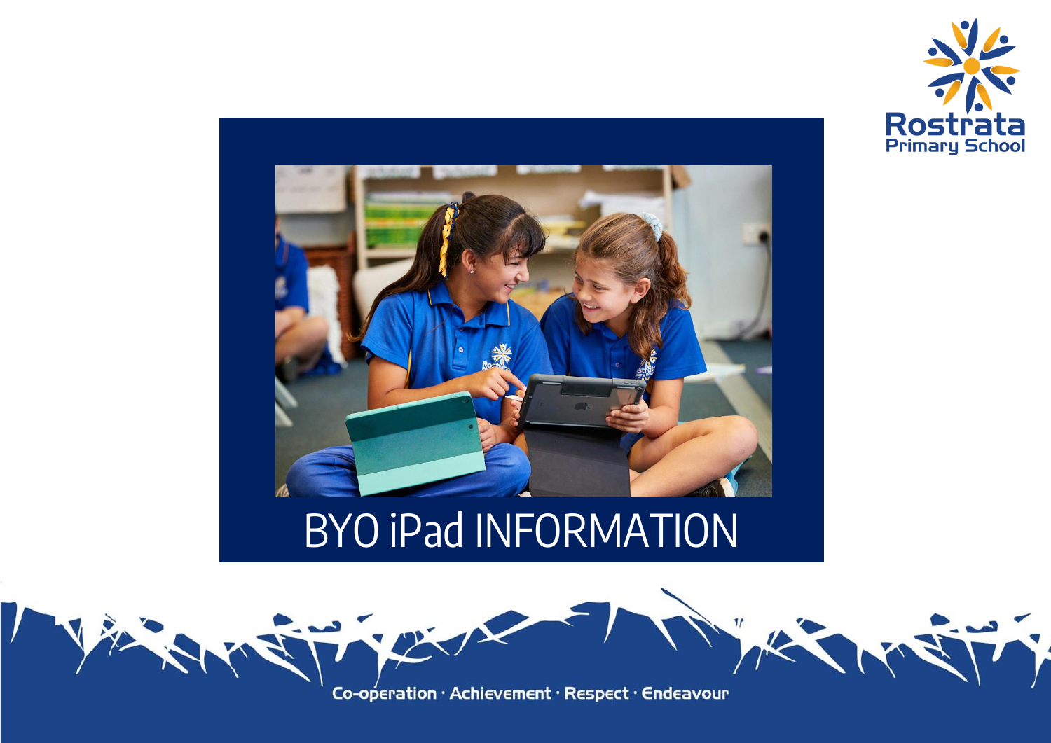Rostrata Primary School

# BYO iPad INFORMATION

Co-operation · Achievement · Respect · Endeavour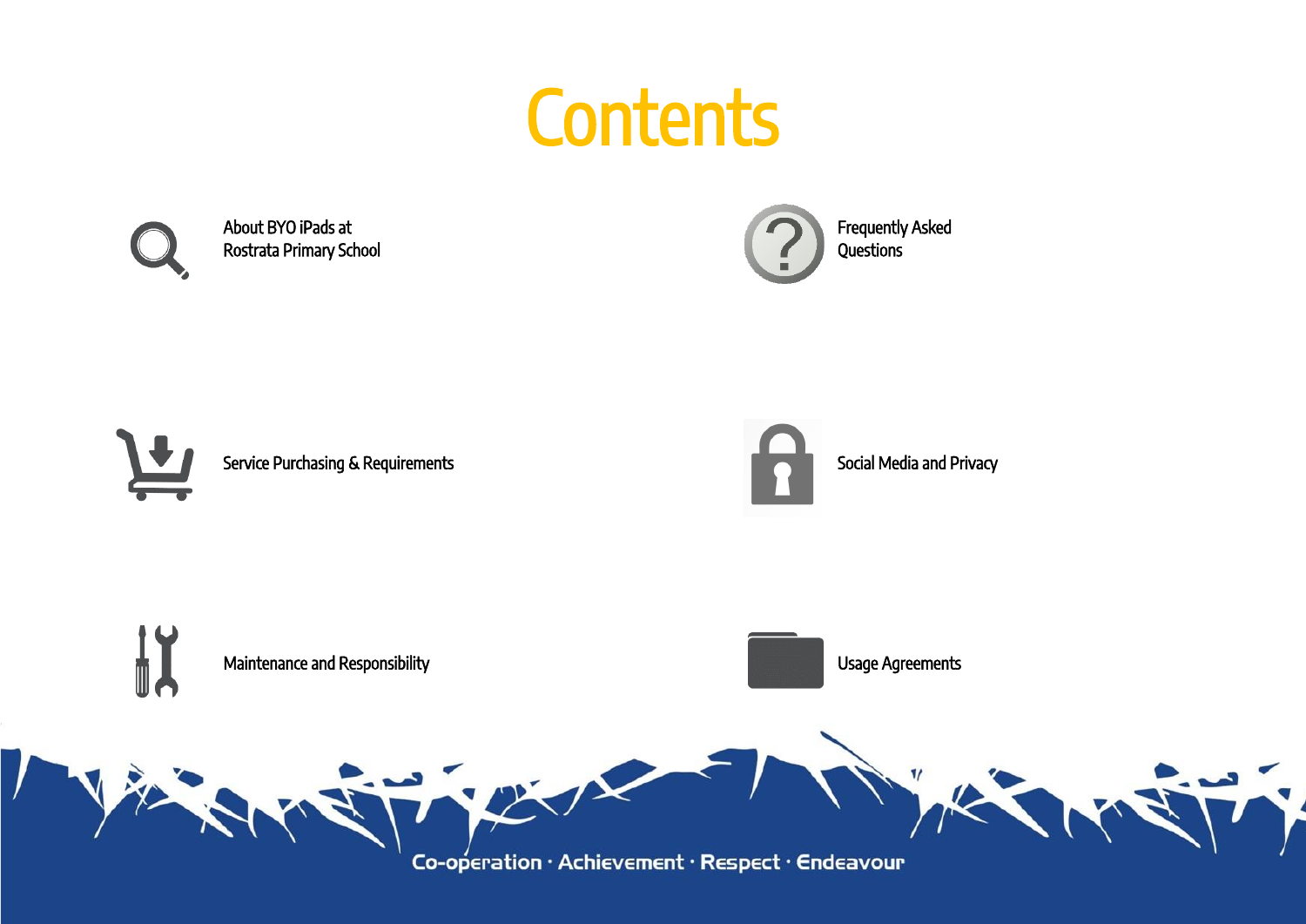# Contents

- About BYO iPads at Rostrata Primary School
- Frequently Asked Questions
- Service Purchasing & Requirements
- Social Media and Privacy
- Maintenance and Responsibility
- Usage Agreements

Co-operation · Achievement · Respect · Endeavour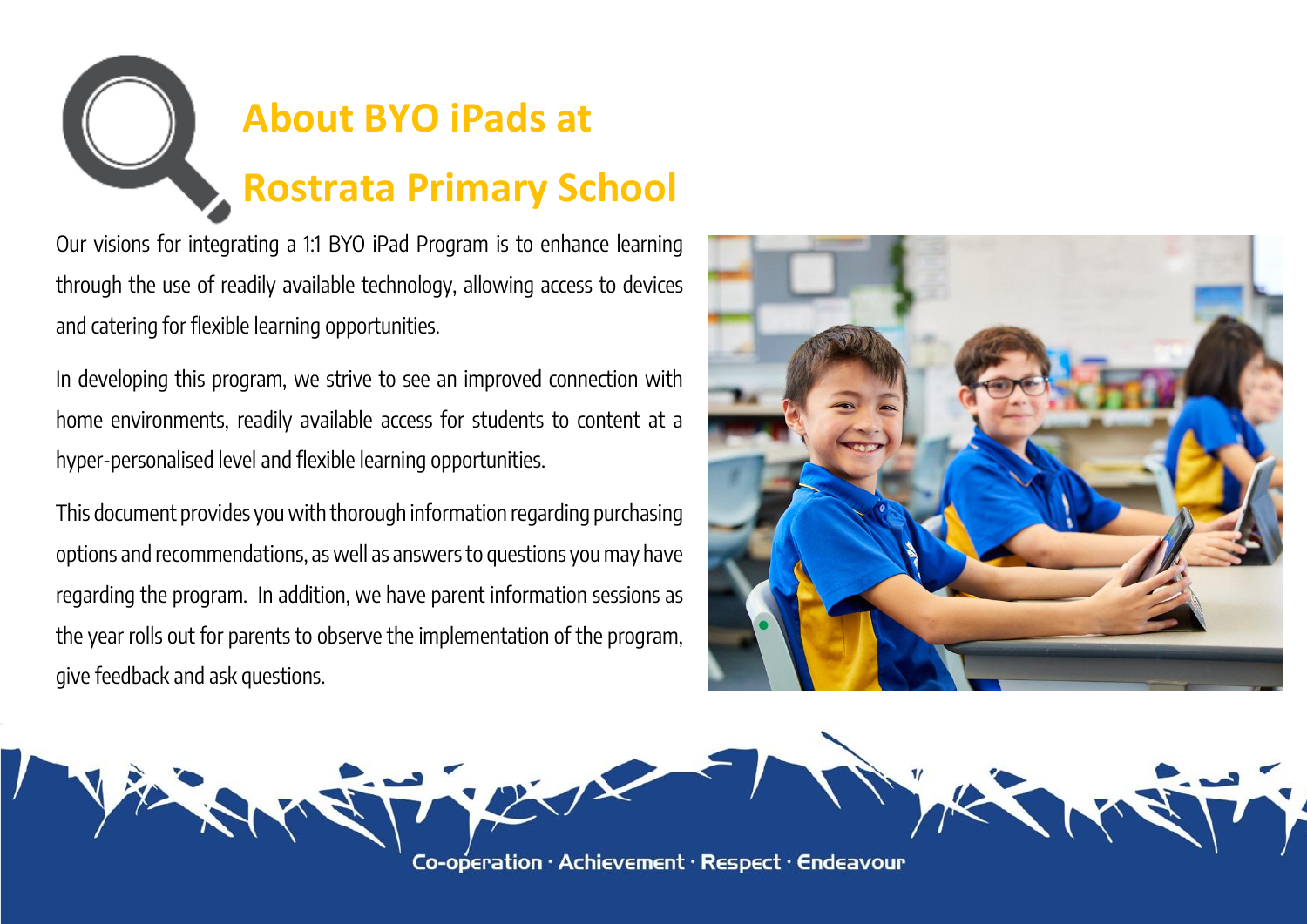# About BYO iPads at Rostrata Primary School

Our visions for integrating a 1:1 BYO iPad Program is to enhance learning through the use of readily available technology, allowing access to devices and catering for flexible learning opportunities.

In developing this program, we strive to see an improved connection with home environments, readily available access for students to content at a hyper-personalised level and flexible learning opportunities.

This document provides you with thorough information regarding purchasing options and recommendations, as well as answers to questions you may have regarding the program. In addition, we have parent information sessions as the year rolls out for parents to observe the implementation of the program, give feedback and ask questions.

Co-operation · Achievement · Respect · Endeavour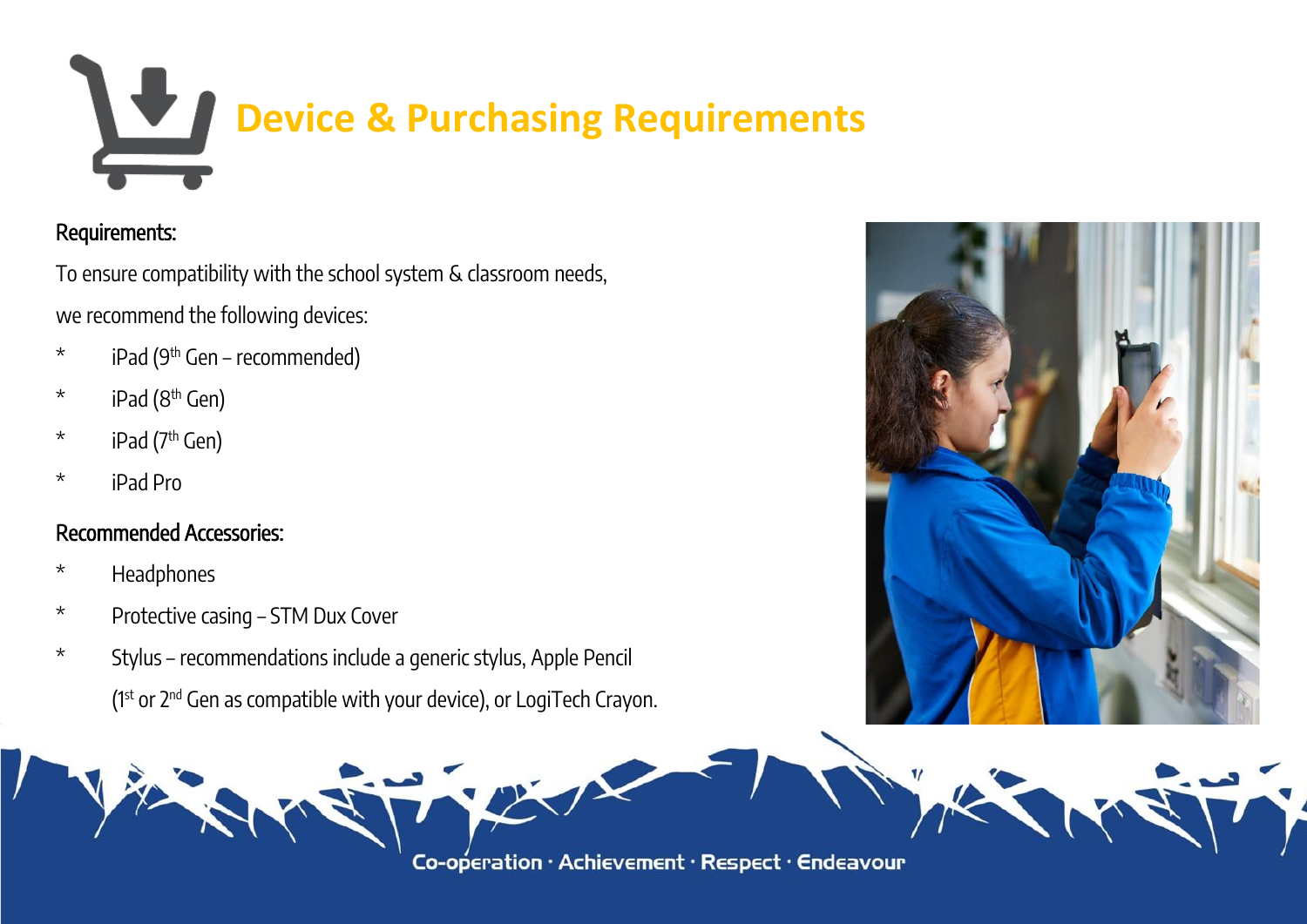# Device & Purchasing Requirements

**Requirements:**

To ensure compatibility with the school system & classroom needs,

we recommend the following devices:

* iPad (9th Gen – recommended)
* iPad (8th Gen)
* iPad (7th Gen)
* iPad Pro

**Recommended Accessories:**

* Headphones
* Protective casing – STM Dux Cover
* Stylus – recommendations include a generic stylus, Apple Pencil (1st or 2nd Gen as compatible with your device), or LogiTech Crayon.

Co-operation · Achievement · Respect · Endeavour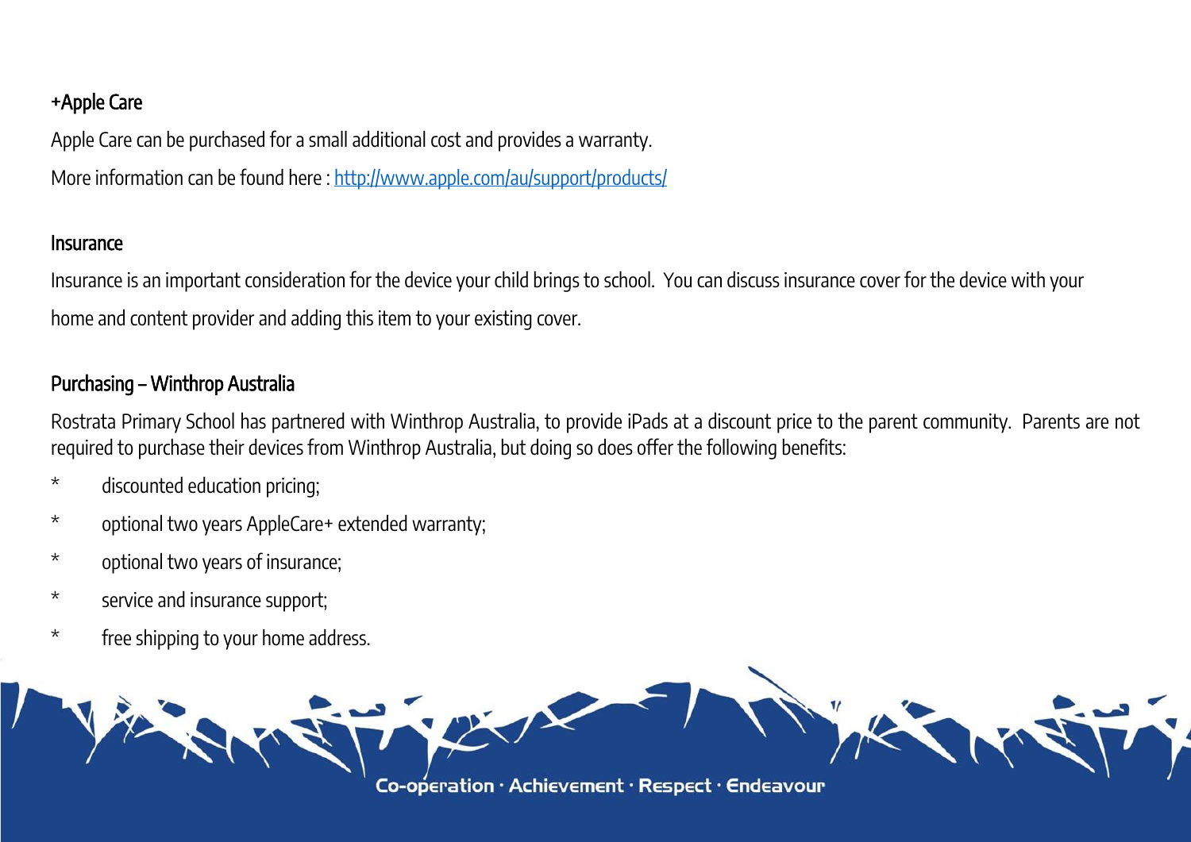### +Apple Care

Apple Care can be purchased for a small additional cost and provides a warranty.

More information can be found here : [http://www.apple.com/au/support/products/](http://www.apple.com/au/support/products/)

### Insurance

Insurance is an important consideration for the device your child brings to school. You can discuss insurance cover for the device with your home and content provider and adding this item to your existing cover.

### Purchasing – Winthrop Australia

Rostrata Primary School has partnered with Winthrop Australia, to provide iPads at a discount price to the parent community. Parents are not required to purchase their devices from Winthrop Australia, but doing so does offer the following benefits:

* discounted education pricing;
* optional two years AppleCare+ extended warranty;
* optional two years of insurance;
* service and insurance support;
* free shipping to your home address.

Co-operation · Achievement · Respect · Endeavour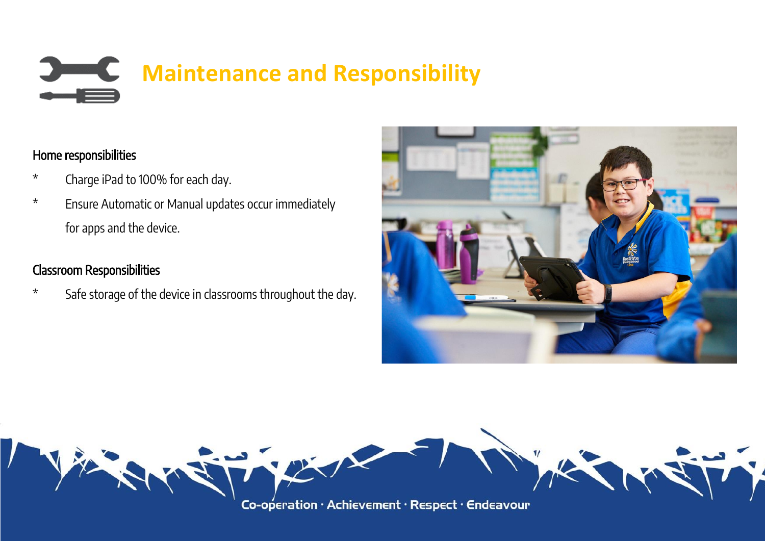# Maintenance and Responsibility

### Home responsibilities

* Charge iPad to 100% for each day.
* Ensure Automatic or Manual updates occur immediately for apps and the device.

### Classroom Responsibilities

* Safe storage of the device in classrooms throughout the day.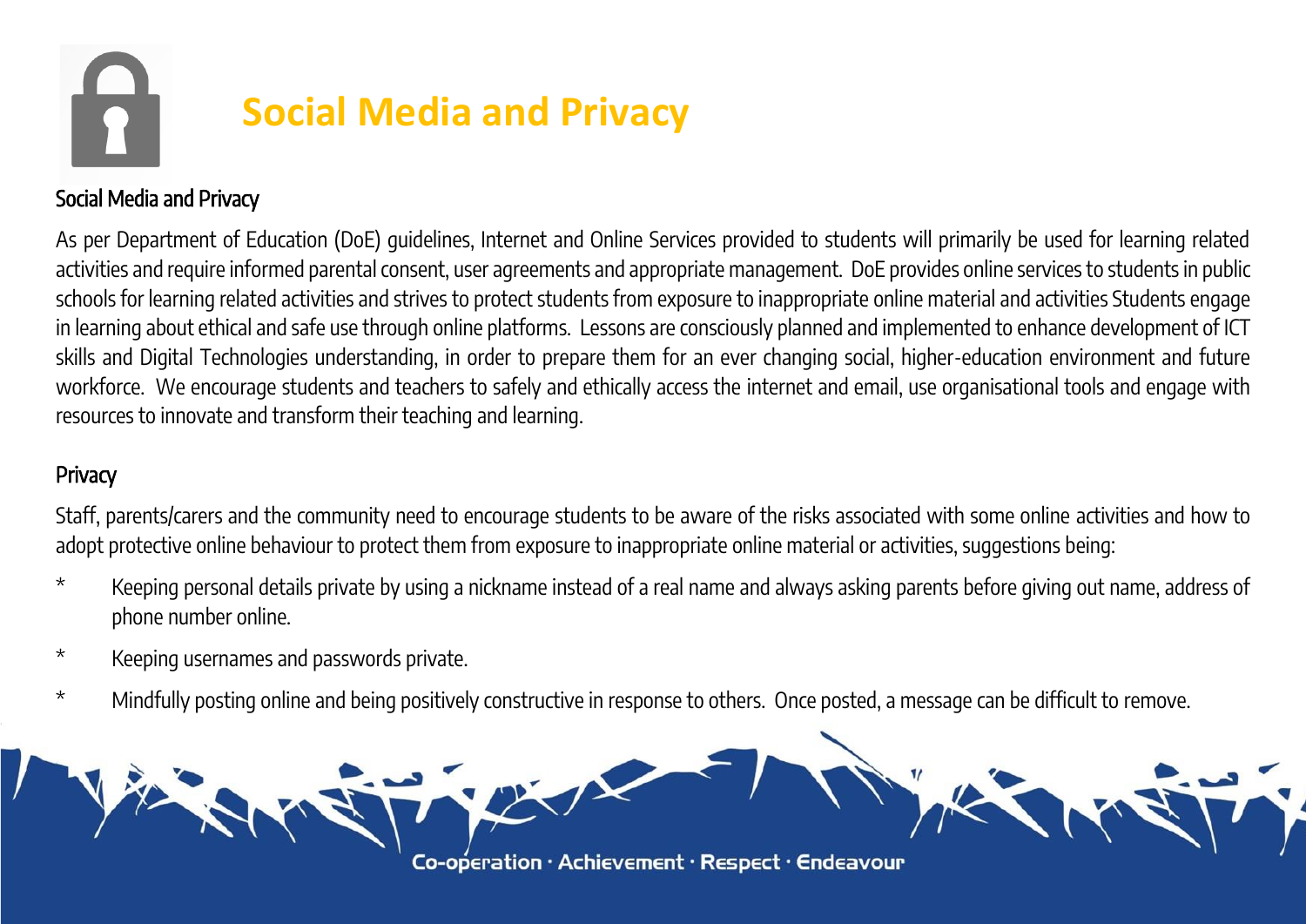# Social Media and Privacy

## Social Media and Privacy

As per Department of Education (DoE) guidelines, Internet and Online Services provided to students will primarily be used for learning related activities and require informed parental consent, user agreements and appropriate management. DoE provides online services to students in public schools for learning related activities and strives to protect students from exposure to inappropriate online material and activities Students engage in learning about ethical and safe use through online platforms. Lessons are consciously planned and implemented to enhance development of ICT skills and Digital Technologies understanding, in order to prepare them for an ever changing social, higher-education environment and future workforce. We encourage students and teachers to safely and ethically access the internet and email, use organisational tools and engage with resources to innovate and transform their teaching and learning.

## Privacy

Staff, parents/carers and the community need to encourage students to be aware of the risks associated with some online activities and how to adopt protective online behaviour to protect them from exposure to inappropriate online material or activities, suggestions being:

* Keeping personal details private by using a nickname instead of a real name and always asking parents before giving out name, address of phone number online.
* Keeping usernames and passwords private.
* Mindfully posting online and being positively constructive in response to others. Once posted, a message can be difficult to remove.

Co-operation · Achievement · Respect · Endeavour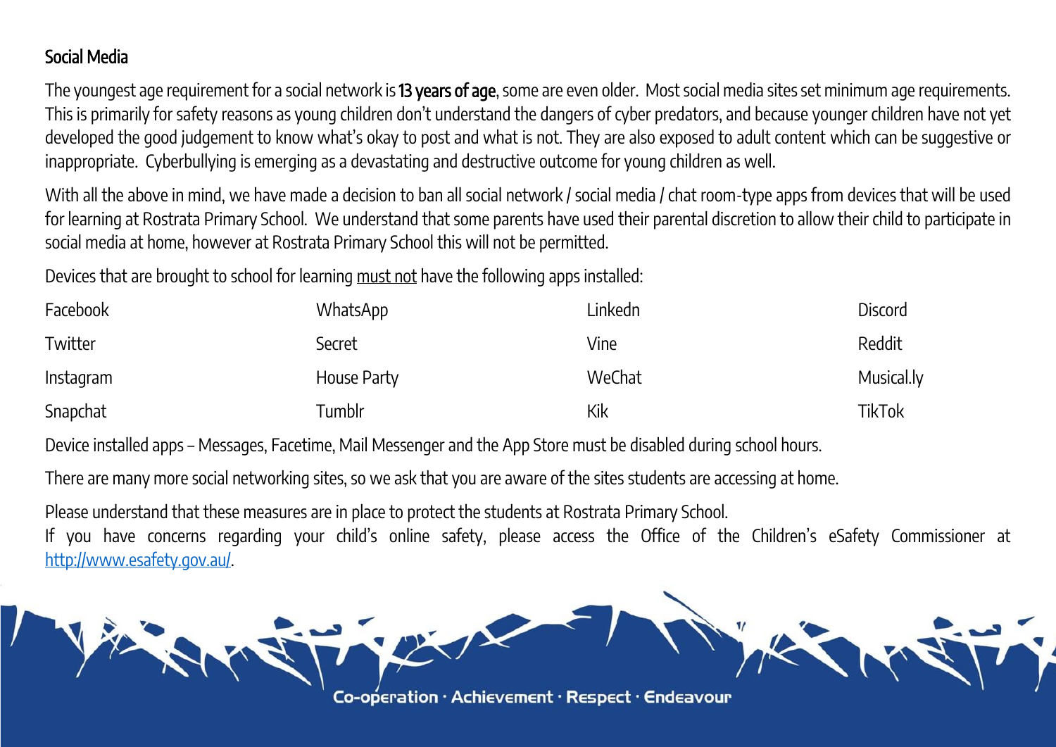## Social Media

The youngest age requirement for a social network is **13 years of age**, some are even older. Most social media sites set minimum age requirements. This is primarily for safety reasons as young children don't understand the dangers of cyber predators, and because younger children have not yet developed the good judgement to know what's okay to post and what is not. They are also exposed to adult content which can be suggestive or inappropriate. Cyberbullying is emerging as a devastating and destructive outcome for young children as well.

With all the above in mind, we have made a decision to ban all social network / social media / chat room-type apps from devices that will be used for learning at Rostrata Primary School. We understand that some parents have used their parental discretion to allow their child to participate in social media at home, however at Rostrata Primary School this will not be permitted.

Devices that are brought to school for learning <u>must not</u> have the following apps installed:

| | | | |
|---|---|---|---|
| Facebook | WhatsApp | Linkedn | Discord |
| Twitter | Secret | Vine | Reddit |
| Instagram | House Party | WeChat | Musical.ly |
| Snapchat | Tumblr | Kik | TikTok |

Device installed apps – Messages, Facetime, Mail Messenger and the App Store must be disabled during school hours.

There are many more social networking sites, so we ask that you are aware of the sites students are accessing at home.

Please understand that these measures are in place to protect the students at Rostrata Primary School.
If you have concerns regarding your child's online safety, please access the Office of the Children's eSafety Commissioner at http://www.esafety.gov.au/.

Co-operation · Achievement · Respect · Endeavour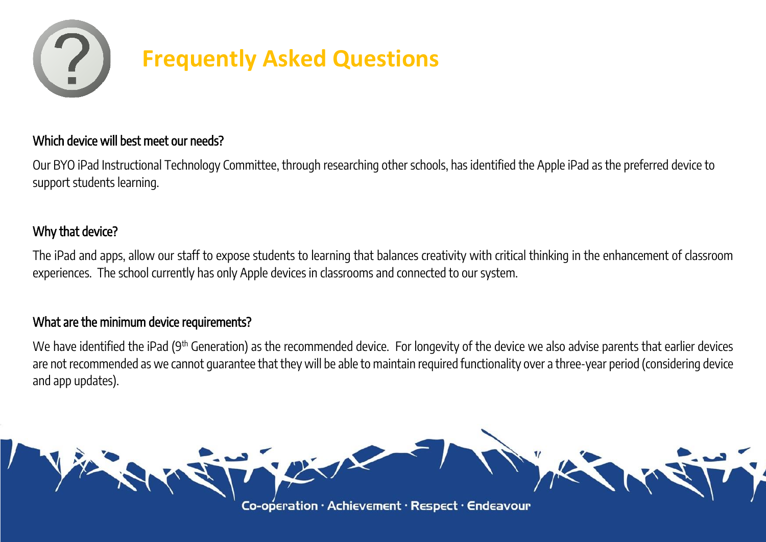# Frequently Asked Questions

### Which device will best meet our needs?

Our BYO iPad Instructional Technology Committee, through researching other schools, has identified the Apple iPad as the preferred device to support students learning.

### Why that device?

The iPad and apps, allow our staff to expose students to learning that balances creativity with critical thinking in the enhancement of classroom experiences. The school currently has only Apple devices in classrooms and connected to our system.

### What are the minimum device requirements?

We have identified the iPad (9th Generation) as the recommended device. For longevity of the device we also advise parents that earlier devices are not recommended as we cannot guarantee that they will be able to maintain required functionality over a three-year period (considering device and app updates).

Co-operation · Achievement · Respect · Endeavour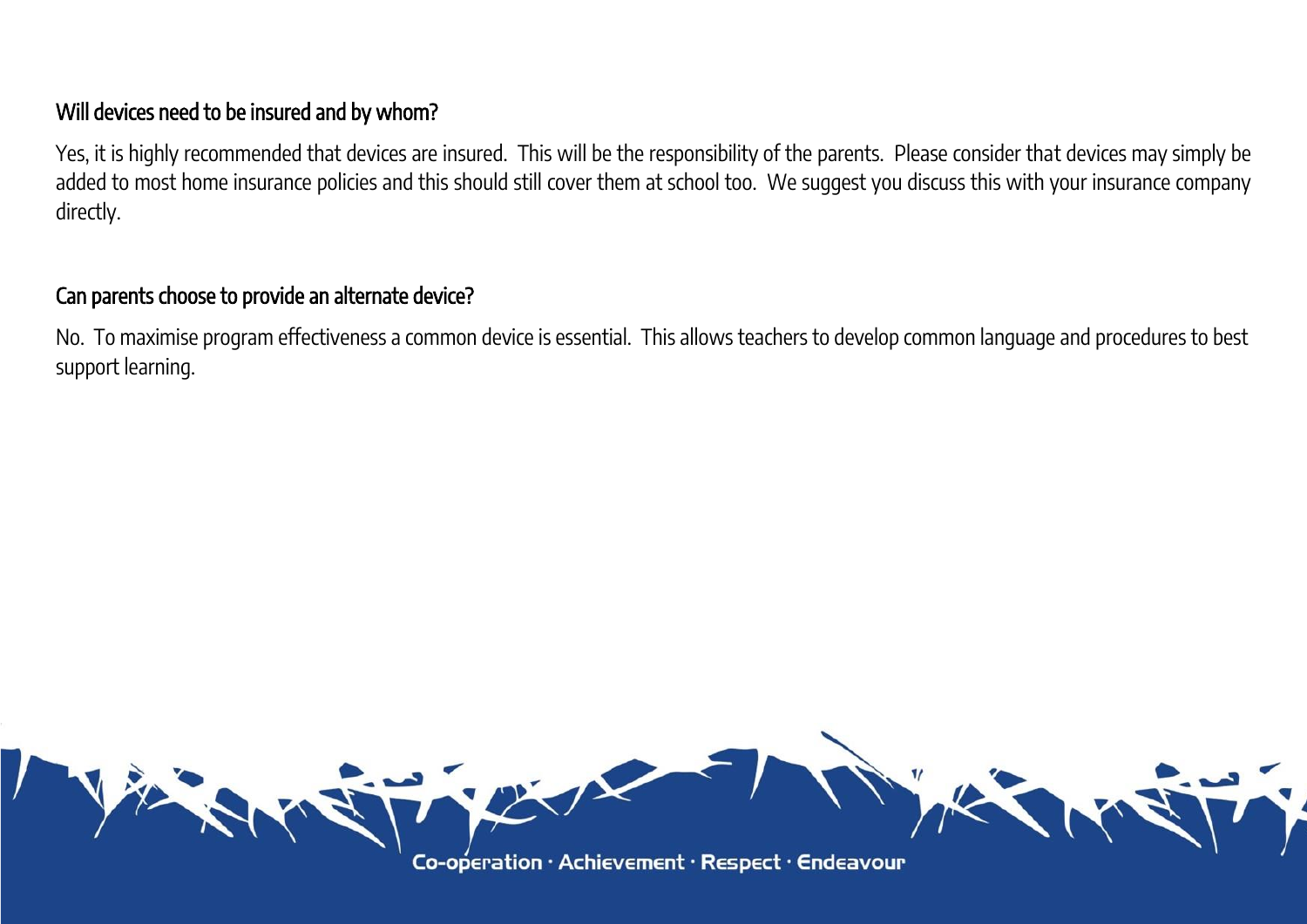### Will devices need to be insured and by whom?

Yes, it is highly recommended that devices are insured. This will be the responsibility of the parents. Please consider that devices may simply be added to most home insurance policies and this should still cover them at school too. We suggest you discuss this with your insurance company directly.

### Can parents choose to provide an alternate device?

No. To maximise program effectiveness a common device is essential. This allows teachers to develop common language and procedures to best support learning.

Co-operation · Achievement · Respect · Endeavour